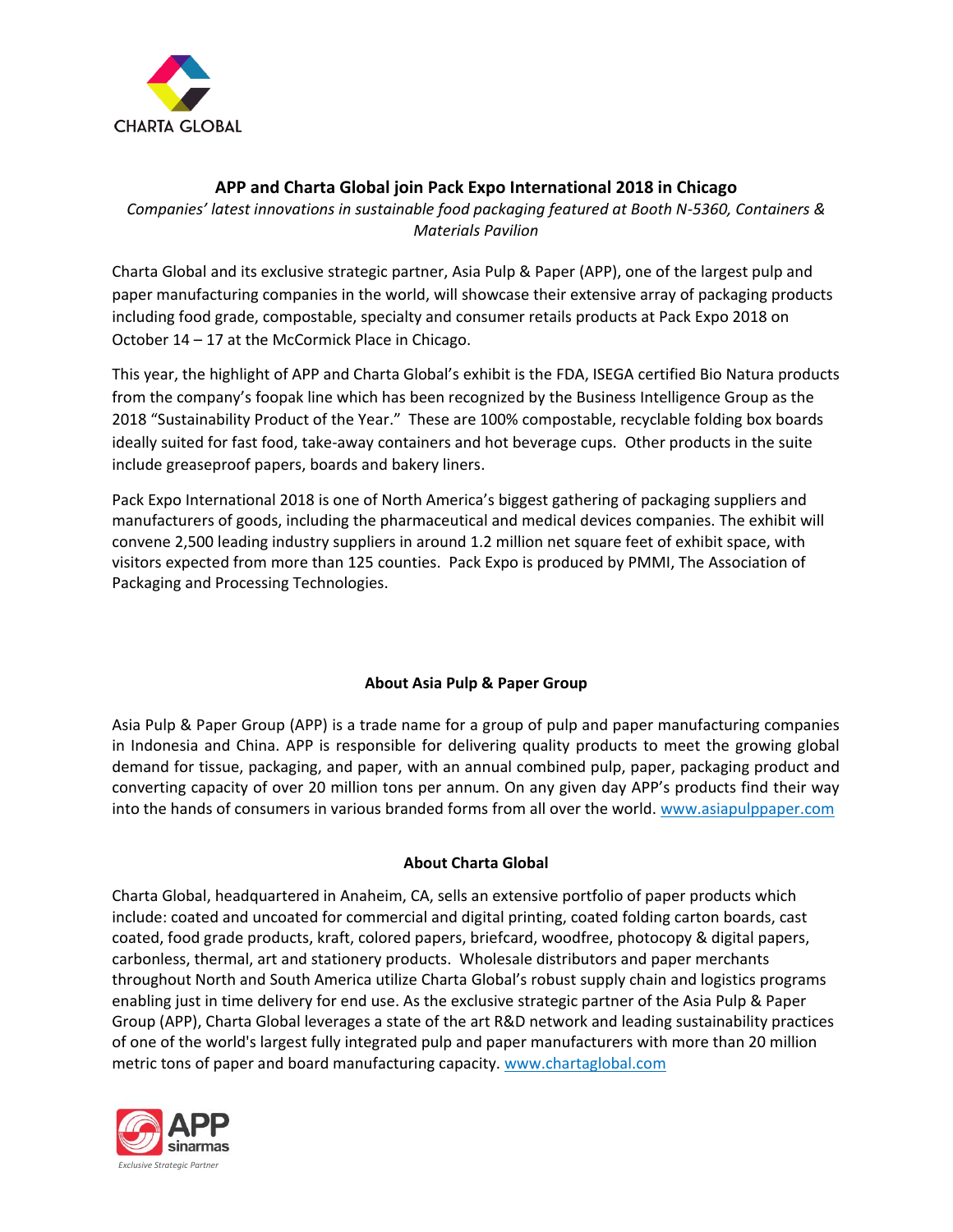CHARTA GLOBAL

# APP and Charta Global join Pack Expo International 2018 in Chicago

*Companies' latest innovations in sustainable food packaging featured at Booth N-5360, Containers & Materials Pavilion*

Charta Global and its exclusive strategic partner, Asia Pulp & Paper (APP), one of the largest pulp and paper manufacturing companies in the world, will showcase their extensive array of packaging products including food grade, compostable, specialty and consumer retails products at Pack Expo 2018 on October 14 – 17 at the McCormick Place in Chicago.

This year, the highlight of APP and Charta Global's exhibit is the FDA, ISEGA certified Bio Natura products from the company's foopak line which has been recognized by the Business Intelligence Group as the 2018 "Sustainability Product of the Year." These are 100% compostable, recyclable folding box boards ideally suited for fast food, take-away containers and hot beverage cups. Other products in the suite include greaseproof papers, boards and bakery liners.

Pack Expo International 2018 is one of North America's biggest gathering of packaging suppliers and manufacturers of goods, including the pharmaceutical and medical devices companies. The exhibit will convene 2,500 leading industry suppliers in around 1.2 million net square feet of exhibit space, with visitors expected from more than 125 counties. Pack Expo is produced by PMMI, The Association of Packaging and Processing Technologies.

## About Asia Pulp & Paper Group

Asia Pulp & Paper Group (APP) is a trade name for a group of pulp and paper manufacturing companies in Indonesia and China. APP is responsible for delivering quality products to meet the growing global demand for tissue, packaging, and paper, with an annual combined pulp, paper, packaging product and converting capacity of over 20 million tons per annum. On any given day APP's products find their way into the hands of consumers in various branded forms from all over the world. www.asiapulppaper.com

## About Charta Global

Charta Global, headquartered in Anaheim, CA, sells an extensive portfolio of paper products which include: coated and uncoated for commercial and digital printing, coated folding carton boards, cast coated, food grade products, kraft, colored papers, briefcard, woodfree, photocopy & digital papers, carbonless, thermal, art and stationery products. Wholesale distributors and paper merchants throughout North and South America utilize Charta Global's robust supply chain and logistics programs enabling just in time delivery for end use. As the exclusive strategic partner of the Asia Pulp & Paper Group (APP), Charta Global leverages a state of the art R&D network and leading sustainability practices of one of the world's largest fully integrated pulp and paper manufacturers with more than 20 million metric tons of paper and board manufacturing capacity. www.chartaglobal.com

APP sinarmas

*Exclusive Strategic Partner*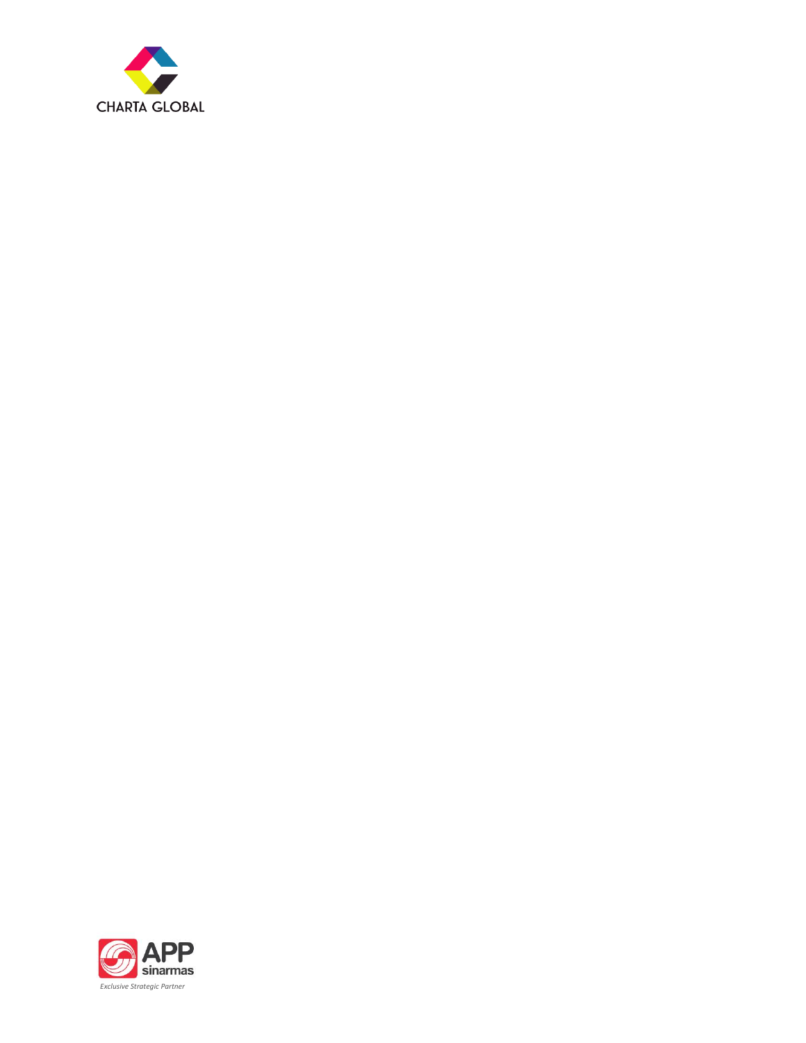CHARTA GLOBAL

APP sinarmas

*Exclusive Strategic Partner*